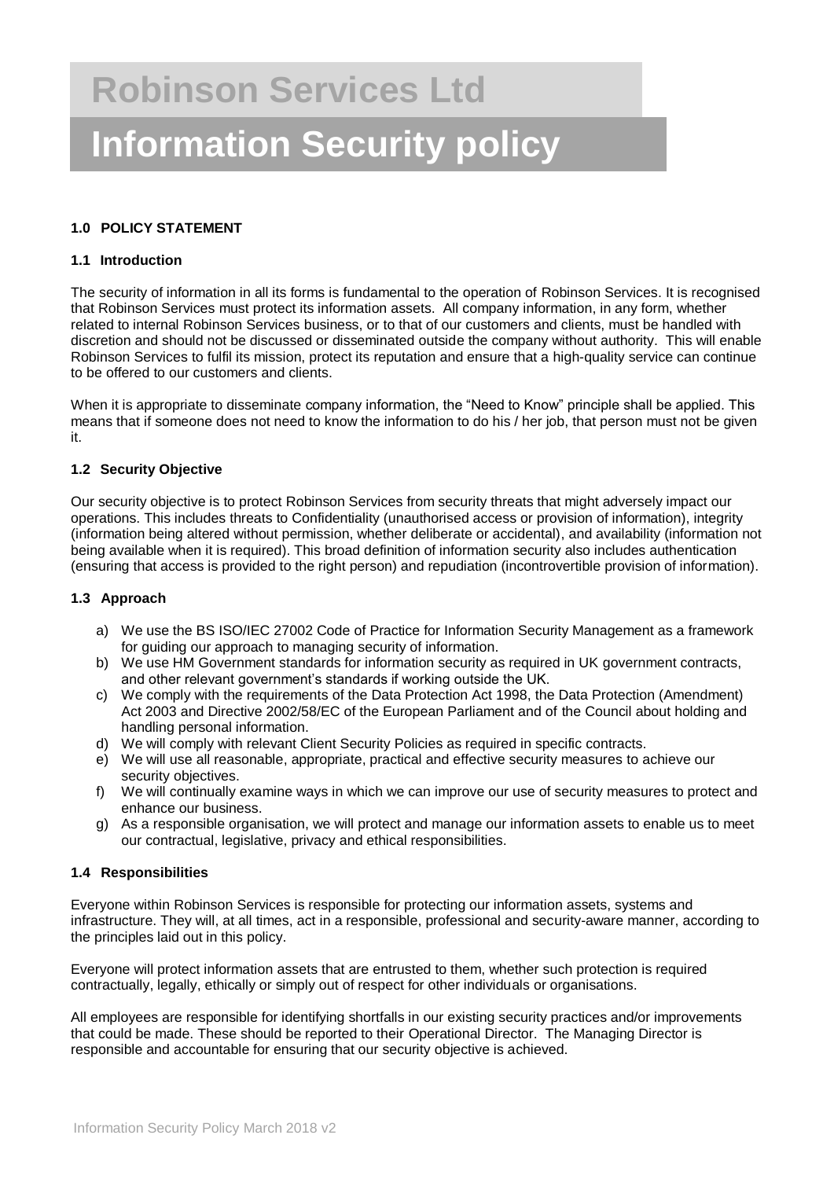# Robinson Services Ltd

# Information Security policy

## 1.0 POLICY STATEMENT

### 1.1 Introduction

The security of information in all its forms is fundamental to the operation of Robinson Services. It is recognised that Robinson Services must protect its information assets. All company information, in any form, whether related to internal Robinson Services business, or to that of our customers and clients, must be handled with discretion and should not be discussed or disseminated outside the company without authority. This will enable Robinson Services to fulfil its mission, protect its reputation and ensure that a high-quality service can continue to be offered to our customers and clients.

When it is appropriate to disseminate company information, the "Need to Know" principle shall be applied. This means that if someone does not need to know the information to do his / her job, that person must not be given it.

### 1.2 Security Objective

Our security objective is to protect Robinson Services from security threats that might adversely impact our operations. This includes threats to Confidentiality (unauthorised access or provision of information), integrity (information being altered without permission, whether deliberate or accidental), and availability (information not being available when it is required). This broad definition of information security also includes authentication (ensuring that access is provided to the right person) and repudiation (incontrovertible provision of information).

### 1.3 Approach

a) We use the BS ISO/IEC 27002 Code of Practice for Information Security Management as a framework for guiding our approach to managing security of information.
b) We use HM Government standards for information security as required in UK government contracts, and other relevant government's standards if working outside the UK.
c) We comply with the requirements of the Data Protection Act 1998, the Data Protection (Amendment) Act 2003 and Directive 2002/58/EC of the European Parliament and of the Council about holding and handling personal information.
d) We will comply with relevant Client Security Policies as required in specific contracts.
e) We will use all reasonable, appropriate, practical and effective security measures to achieve our security objectives.
f) We will continually examine ways in which we can improve our use of security measures to protect and enhance our business.
g) As a responsible organisation, we will protect and manage our information assets to enable us to meet our contractual, legislative, privacy and ethical responsibilities.

### 1.4 Responsibilities

Everyone within Robinson Services is responsible for protecting our information assets, systems and infrastructure. They will, at all times, act in a responsible, professional and security-aware manner, according to the principles laid out in this policy.

Everyone will protect information assets that are entrusted to them, whether such protection is required contractually, legally, ethically or simply out of respect for other individuals or organisations.

All employees are responsible for identifying shortfalls in our existing security practices and/or improvements that could be made. These should be reported to their Operational Director. The Managing Director is responsible and accountable for ensuring that our security objective is achieved.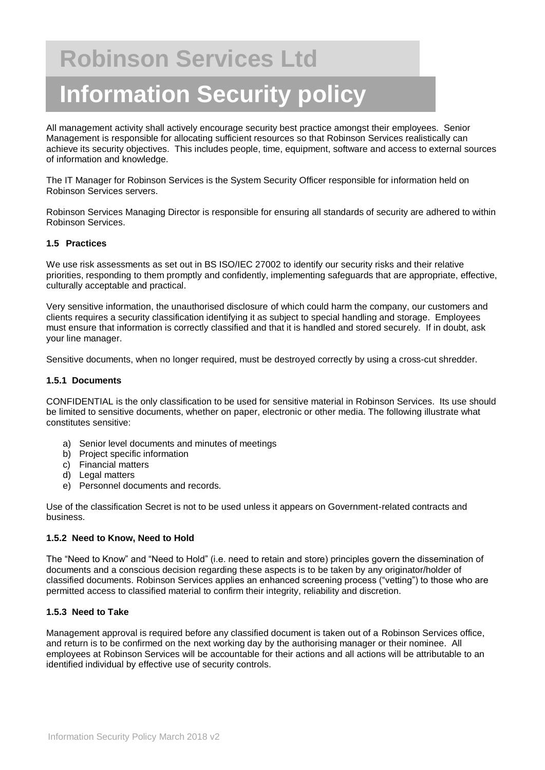# Robinson Services Ltd

# Information Security policy

All management activity shall actively encourage security best practice amongst their employees. Senior Management is responsible for allocating sufficient resources so that Robinson Services realistically can achieve its security objectives. This includes people, time, equipment, software and access to external sources of information and knowledge.

The IT Manager for Robinson Services is the System Security Officer responsible for information held on Robinson Services servers.

Robinson Services Managing Director is responsible for ensuring all standards of security are adhered to within Robinson Services.

#### 1.5 Practices

We use risk assessments as set out in BS ISO/IEC 27002 to identify our security risks and their relative priorities, responding to them promptly and confidently, implementing safeguards that are appropriate, effective, culturally acceptable and practical.

Very sensitive information, the unauthorised disclosure of which could harm the company, our customers and clients requires a security classification identifying it as subject to special handling and storage. Employees must ensure that information is correctly classified and that it is handled and stored securely. If in doubt, ask your line manager.

Sensitive documents, when no longer required, must be destroyed correctly by using a cross-cut shredder.

#### 1.5.1 Documents

CONFIDENTIAL is the only classification to be used for sensitive material in Robinson Services. Its use should be limited to sensitive documents, whether on paper, electronic or other media. The following illustrate what constitutes sensitive:

a) Senior level documents and minutes of meetings
b) Project specific information
c) Financial matters
d) Legal matters
e) Personnel documents and records.

Use of the classification Secret is not to be used unless it appears on Government-related contracts and business.

#### 1.5.2 Need to Know, Need to Hold

The "Need to Know" and "Need to Hold" (i.e. need to retain and store) principles govern the dissemination of documents and a conscious decision regarding these aspects is to be taken by any originator/holder of classified documents. Robinson Services applies an enhanced screening process ("vetting") to those who are permitted access to classified material to confirm their integrity, reliability and discretion.

#### 1.5.3 Need to Take

Management approval is required before any classified document is taken out of a Robinson Services office, and return is to be confirmed on the next working day by the authorising manager or their nominee. All employees at Robinson Services will be accountable for their actions and all actions will be attributable to an identified individual by effective use of security controls.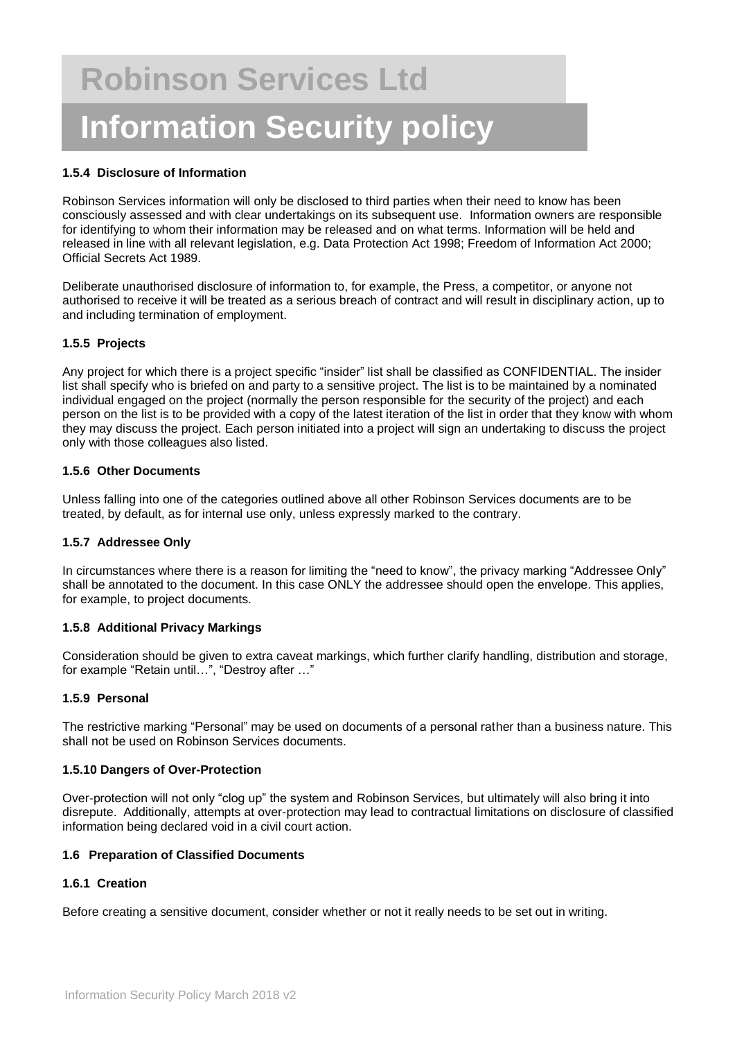#### 1.5.4 Disclosure of Information

Robinson Services information will only be disclosed to third parties when their need to know has been consciously assessed and with clear undertakings on its subsequent use. Information owners are responsible for identifying to whom their information may be released and on what terms. Information will be held and released in line with all relevant legislation, e.g. Data Protection Act 1998; Freedom of Information Act 2000; Official Secrets Act 1989.

Deliberate unauthorised disclosure of information to, for example, the Press, a competitor, or anyone not authorised to receive it will be treated as a serious breach of contract and will result in disciplinary action, up to and including termination of employment.

#### 1.5.5 Projects

Any project for which there is a project specific "insider" list shall be classified as CONFIDENTIAL. The insider list shall specify who is briefed on and party to a sensitive project. The list is to be maintained by a nominated individual engaged on the project (normally the person responsible for the security of the project) and each person on the list is to be provided with a copy of the latest iteration of the list in order that they know with whom they may discuss the project. Each person initiated into a project will sign an undertaking to discuss the project only with those colleagues also listed.

#### 1.5.6 Other Documents

Unless falling into one of the categories outlined above all other Robinson Services documents are to be treated, by default, as for internal use only, unless expressly marked to the contrary.

#### 1.5.7 Addressee Only

In circumstances where there is a reason for limiting the "need to know", the privacy marking "Addressee Only" shall be annotated to the document. In this case ONLY the addressee should open the envelope. This applies, for example, to project documents.

#### 1.5.8 Additional Privacy Markings

Consideration should be given to extra caveat markings, which further clarify handling, distribution and storage, for example "Retain until…", "Destroy after …"

#### 1.5.9 Personal

The restrictive marking "Personal" may be used on documents of a personal rather than a business nature. This shall not be used on Robinson Services documents.

#### 1.5.10 Dangers of Over-Protection

Over-protection will not only "clog up" the system and Robinson Services, but ultimately will also bring it into disrepute. Additionally, attempts at over-protection may lead to contractual limitations on disclosure of classified information being declared void in a civil court action.

### 1.6 Preparation of Classified Documents

#### 1.6.1 Creation

Before creating a sensitive document, consider whether or not it really needs to be set out in writing.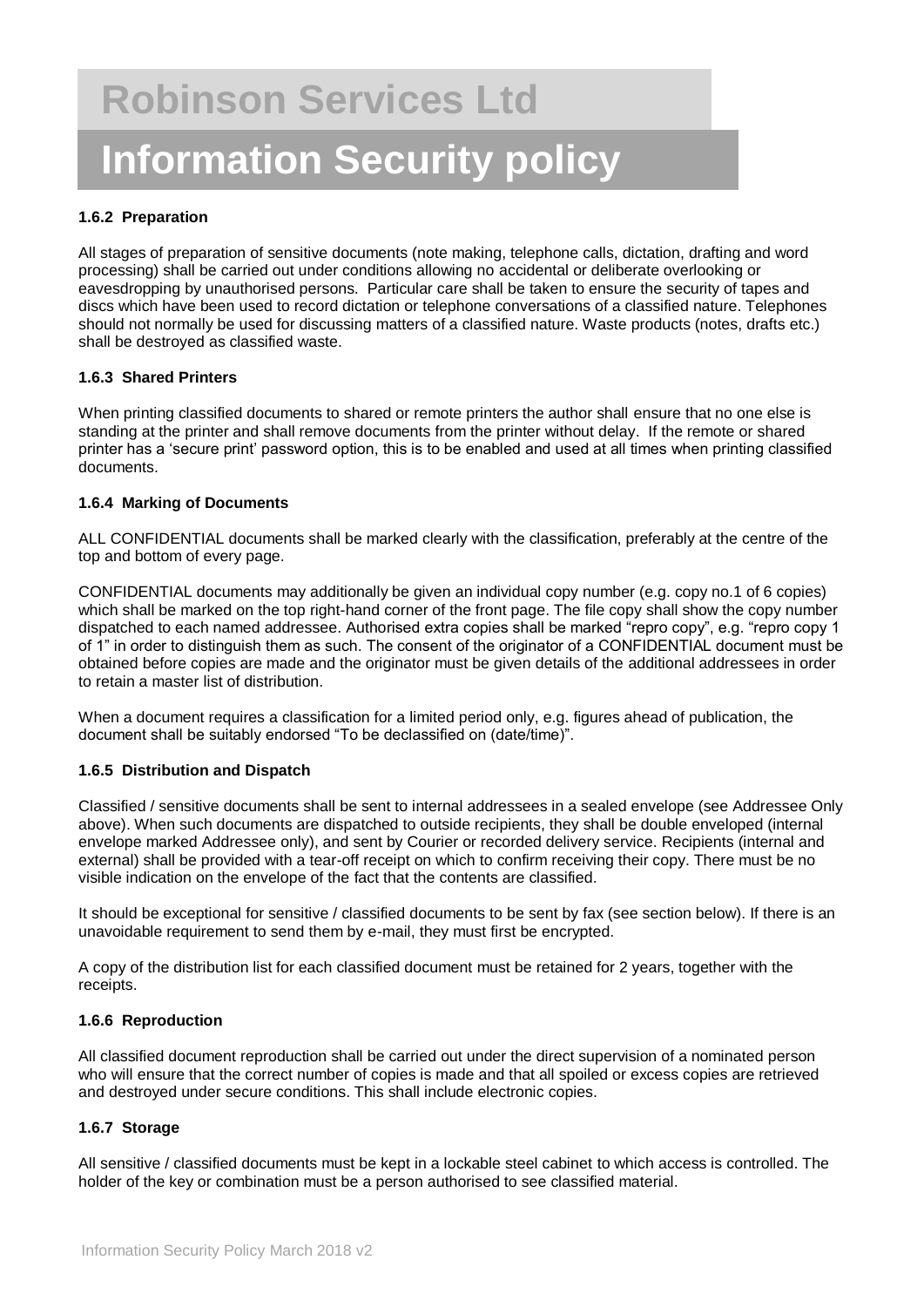### 1.6.2 Preparation

All stages of preparation of sensitive documents (note making, telephone calls, dictation, drafting and word processing) shall be carried out under conditions allowing no accidental or deliberate overlooking or eavesdropping by unauthorised persons. Particular care shall be taken to ensure the security of tapes and discs which have been used to record dictation or telephone conversations of a classified nature. Telephones should not normally be used for discussing matters of a classified nature. Waste products (notes, drafts etc.) shall be destroyed as classified waste.

### 1.6.3 Shared Printers

When printing classified documents to shared or remote printers the author shall ensure that no one else is standing at the printer and shall remove documents from the printer without delay. If the remote or shared printer has a 'secure print' password option, this is to be enabled and used at all times when printing classified documents.

### 1.6.4 Marking of Documents

ALL CONFIDENTIAL documents shall be marked clearly with the classification, preferably at the centre of the top and bottom of every page.

CONFIDENTIAL documents may additionally be given an individual copy number (e.g. copy no.1 of 6 copies) which shall be marked on the top right-hand corner of the front page. The file copy shall show the copy number dispatched to each named addressee. Authorised extra copies shall be marked "repro copy", e.g. "repro copy 1 of 1" in order to distinguish them as such. The consent of the originator of a CONFIDENTIAL document must be obtained before copies are made and the originator must be given details of the additional addressees in order to retain a master list of distribution.

When a document requires a classification for a limited period only, e.g. figures ahead of publication, the document shall be suitably endorsed "To be declassified on (date/time)".

### 1.6.5 Distribution and Dispatch

Classified / sensitive documents shall be sent to internal addressees in a sealed envelope (see Addressee Only above). When such documents are dispatched to outside recipients, they shall be double enveloped (internal envelope marked Addressee only), and sent by Courier or recorded delivery service. Recipients (internal and external) shall be provided with a tear-off receipt on which to confirm receiving their copy. There must be no visible indication on the envelope of the fact that the contents are classified.

It should be exceptional for sensitive / classified documents to be sent by fax (see section below). If there is an unavoidable requirement to send them by e-mail, they must first be encrypted.

A copy of the distribution list for each classified document must be retained for 2 years, together with the receipts.

### 1.6.6 Reproduction

All classified document reproduction shall be carried out under the direct supervision of a nominated person who will ensure that the correct number of copies is made and that all spoiled or excess copies are retrieved and destroyed under secure conditions. This shall include electronic copies.

### 1.6.7 Storage

All sensitive / classified documents must be kept in a lockable steel cabinet to which access is controlled. The holder of the key or combination must be a person authorised to see classified material.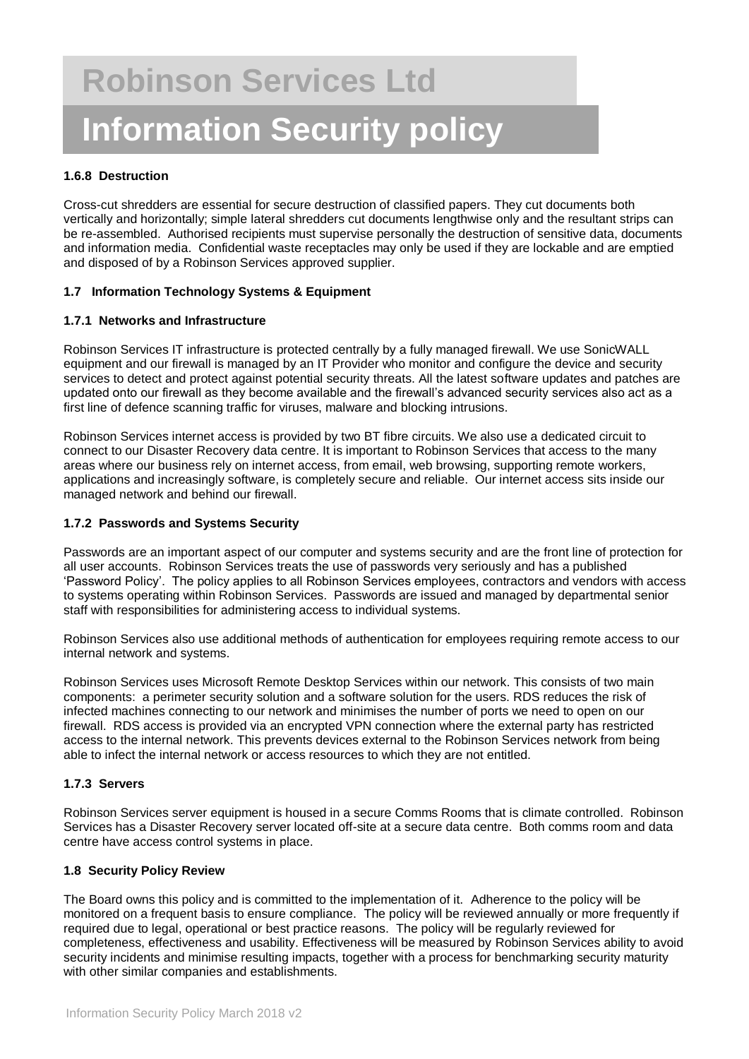#### 1.6.8 Destruction

Cross-cut shredders are essential for secure destruction of classified papers. They cut documents both vertically and horizontally; simple lateral shredders cut documents lengthwise only and the resultant strips can be re-assembled. Authorised recipients must supervise personally the destruction of sensitive data, documents and information media. Confidential waste receptacles may only be used if they are lockable and are emptied and disposed of by a Robinson Services approved supplier.

### 1.7 Information Technology Systems & Equipment

#### 1.7.1 Networks and Infrastructure

Robinson Services IT infrastructure is protected centrally by a fully managed firewall. We use SonicWALL equipment and our firewall is managed by an IT Provider who monitor and configure the device and security services to detect and protect against potential security threats. All the latest software updates and patches are updated onto our firewall as they become available and the firewall's advanced security services also act as a first line of defence scanning traffic for viruses, malware and blocking intrusions.

Robinson Services internet access is provided by two BT fibre circuits. We also use a dedicated circuit to connect to our Disaster Recovery data centre. It is important to Robinson Services that access to the many areas where our business rely on internet access, from email, web browsing, supporting remote workers, applications and increasingly software, is completely secure and reliable. Our internet access sits inside our managed network and behind our firewall.

#### 1.7.2 Passwords and Systems Security

Passwords are an important aspect of our computer and systems security and are the front line of protection for all user accounts. Robinson Services treats the use of passwords very seriously and has a published 'Password Policy'. The policy applies to all Robinson Services employees, contractors and vendors with access to systems operating within Robinson Services. Passwords are issued and managed by departmental senior staff with responsibilities for administering access to individual systems.

Robinson Services also use additional methods of authentication for employees requiring remote access to our internal network and systems.

Robinson Services uses Microsoft Remote Desktop Services within our network. This consists of two main components: a perimeter security solution and a software solution for the users. RDS reduces the risk of infected machines connecting to our network and minimises the number of ports we need to open on our firewall. RDS access is provided via an encrypted VPN connection where the external party has restricted access to the internal network. This prevents devices external to the Robinson Services network from being able to infect the internal network or access resources to which they are not entitled.

#### 1.7.3 Servers

Robinson Services server equipment is housed in a secure Comms Rooms that is climate controlled. Robinson Services has a Disaster Recovery server located off-site at a secure data centre. Both comms room and data centre have access control systems in place.

### 1.8 Security Policy Review

The Board owns this policy and is committed to the implementation of it. Adherence to the policy will be monitored on a frequent basis to ensure compliance. The policy will be reviewed annually or more frequently if required due to legal, operational or best practice reasons. The policy will be regularly reviewed for completeness, effectiveness and usability. Effectiveness will be measured by Robinson Services ability to avoid security incidents and minimise resulting impacts, together with a process for benchmarking security maturity with other similar companies and establishments.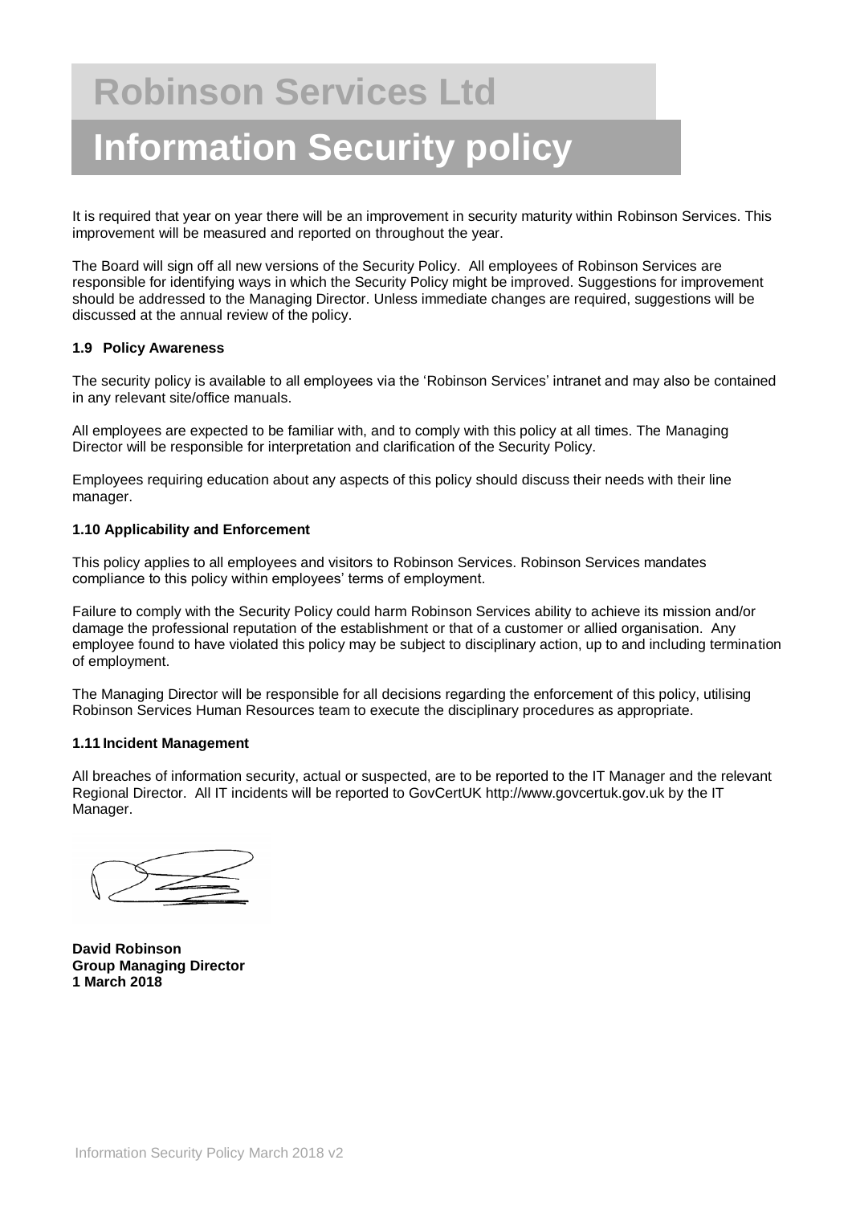# Robinson Services Ltd

# Information Security policy

It is required that year on year there will be an improvement in security maturity within Robinson Services. This improvement will be measured and reported on throughout the year.

The Board will sign off all new versions of the Security Policy. All employees of Robinson Services are responsible for identifying ways in which the Security Policy might be improved. Suggestions for improvement should be addressed to the Managing Director. Unless immediate changes are required, suggestions will be discussed at the annual review of the policy.

#### 1.9 Policy Awareness

The security policy is available to all employees via the 'Robinson Services' intranet and may also be contained in any relevant site/office manuals.

All employees are expected to be familiar with, and to comply with this policy at all times. The Managing Director will be responsible for interpretation and clarification of the Security Policy.

Employees requiring education about any aspects of this policy should discuss their needs with their line manager.

#### 1.10 Applicability and Enforcement

This policy applies to all employees and visitors to Robinson Services. Robinson Services mandates compliance to this policy within employees' terms of employment.

Failure to comply with the Security Policy could harm Robinson Services ability to achieve its mission and/or damage the professional reputation of the establishment or that of a customer or allied organisation. Any employee found to have violated this policy may be subject to disciplinary action, up to and including termination of employment.

The Managing Director will be responsible for all decisions regarding the enforcement of this policy, utilising Robinson Services Human Resources team to execute the disciplinary procedures as appropriate.

#### 1.11 Incident Management

All breaches of information security, actual or suspected, are to be reported to the IT Manager and the relevant Regional Director. All IT incidents will be reported to GovCertUK http://www.govcertuk.gov.uk by the IT Manager.

**David Robinson**
**Group Managing Director**
**1 March 2018**

Information Security Policy March 2018 v2